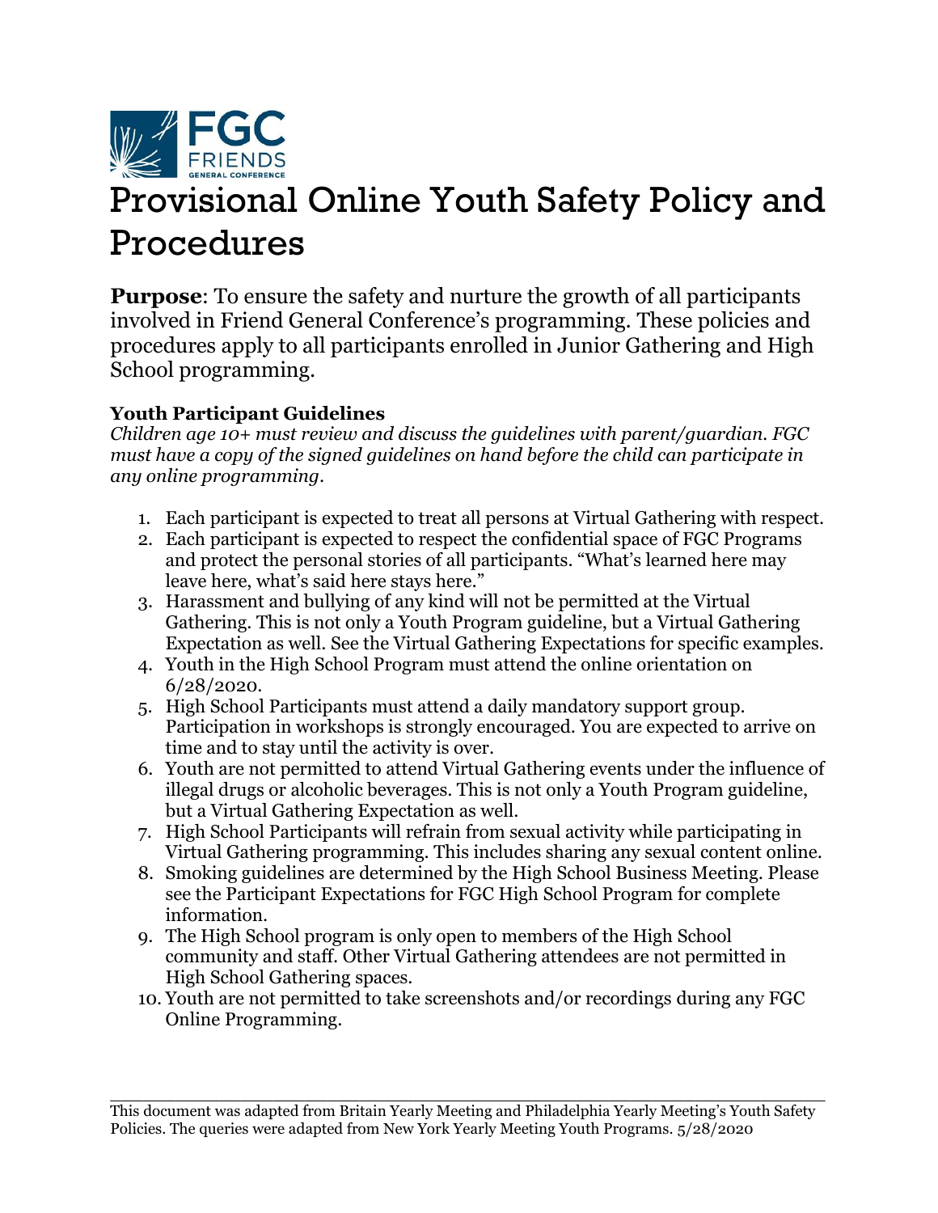# Provisional Online Youth Safety Policy and Procedures

**Purpose**: To ensure the safety and nurture the growth of all participants involved in Friend General Conference's programming. These policies and procedures apply to all participants enrolled in Junior Gathering and High School programming.

### Youth Participant Guidelines

*Children age 10+ must review and discuss the guidelines with parent/guardian. FGC must have a copy of the signed guidelines on hand before the child can participate in any online programming.*

1. Each participant is expected to treat all persons at Virtual Gathering with respect.
2. Each participant is expected to respect the confidential space of FGC Programs and protect the personal stories of all participants. "What's learned here may leave here, what's said here stays here."
3. Harassment and bullying of any kind will not be permitted at the Virtual Gathering. This is not only a Youth Program guideline, but a Virtual Gathering Expectation as well. See the Virtual Gathering Expectations for specific examples.
4. Youth in the High School Program must attend the online orientation on 6/28/2020.
5. High School Participants must attend a daily mandatory support group. Participation in workshops is strongly encouraged. You are expected to arrive on time and to stay until the activity is over.
6. Youth are not permitted to attend Virtual Gathering events under the influence of illegal drugs or alcoholic beverages. This is not only a Youth Program guideline, but a Virtual Gathering Expectation as well.
7. High School Participants will refrain from sexual activity while participating in Virtual Gathering programming. This includes sharing any sexual content online.
8. Smoking guidelines are determined by the High School Business Meeting. Please see the Participant Expectations for FGC High School Program for complete information.
9. The High School program is only open to members of the High School community and staff. Other Virtual Gathering attendees are not permitted in High School Gathering spaces.
10. Youth are not permitted to take screenshots and/or recordings during any FGC Online Programming.

---

This document was adapted from Britain Yearly Meeting and Philadelphia Yearly Meeting's Youth Safety Policies. The queries were adapted from New York Yearly Meeting Youth Programs. 5/28/2020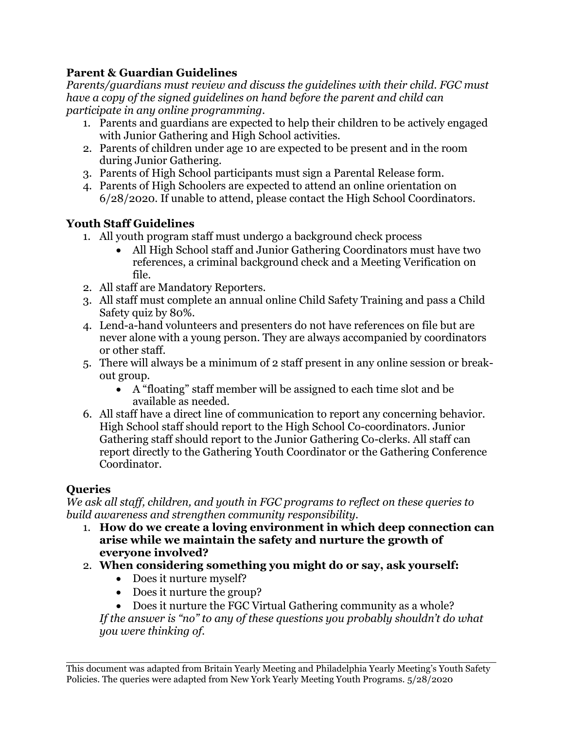### Parent & Guardian Guidelines

*Parents/guardians must review and discuss the guidelines with their child. FGC must have a copy of the signed guidelines on hand before the parent and child can participate in any online programming.*

1. Parents and guardians are expected to help their children to be actively engaged with Junior Gathering and High School activities.
2. Parents of children under age 10 are expected to be present and in the room during Junior Gathering.
3. Parents of High School participants must sign a Parental Release form.
4. Parents of High Schoolers are expected to attend an online orientation on 6/28/2020. If unable to attend, please contact the High School Coordinators.

### Youth Staff Guidelines

1. All youth program staff must undergo a background check process
   - All High School staff and Junior Gathering Coordinators must have two references, a criminal background check and a Meeting Verification on file.
2. All staff are Mandatory Reporters.
3. All staff must complete an annual online Child Safety Training and pass a Child Safety quiz by 80%.
4. Lend-a-hand volunteers and presenters do not have references on file but are never alone with a young person. They are always accompanied by coordinators or other staff.
5. There will always be a minimum of 2 staff present in any online session or break-out group.
   - A "floating" staff member will be assigned to each time slot and be available as needed.
6. All staff have a direct line of communication to report any concerning behavior. High School staff should report to the High School Co-coordinators. Junior Gathering staff should report to the Junior Gathering Co-clerks. All staff can report directly to the Gathering Youth Coordinator or the Gathering Conference Coordinator.

### Queries

*We ask all staff, children, and youth in FGC programs to reflect on these queries to build awareness and strengthen community responsibility.*

1. **How do we create a loving environment in which deep connection can arise while we maintain the safety and nurture the growth of everyone involved?**
2. **When considering something you might do or say, ask yourself:**
   - Does it nurture myself?
   - Does it nurture the group?
   - Does it nurture the FGC Virtual Gathering community as a whole?

   *If the answer is "no" to any of these questions you probably shouldn't do what you were thinking of.*

---

This document was adapted from Britain Yearly Meeting and Philadelphia Yearly Meeting's Youth Safety Policies. The queries were adapted from New York Yearly Meeting Youth Programs. 5/28/2020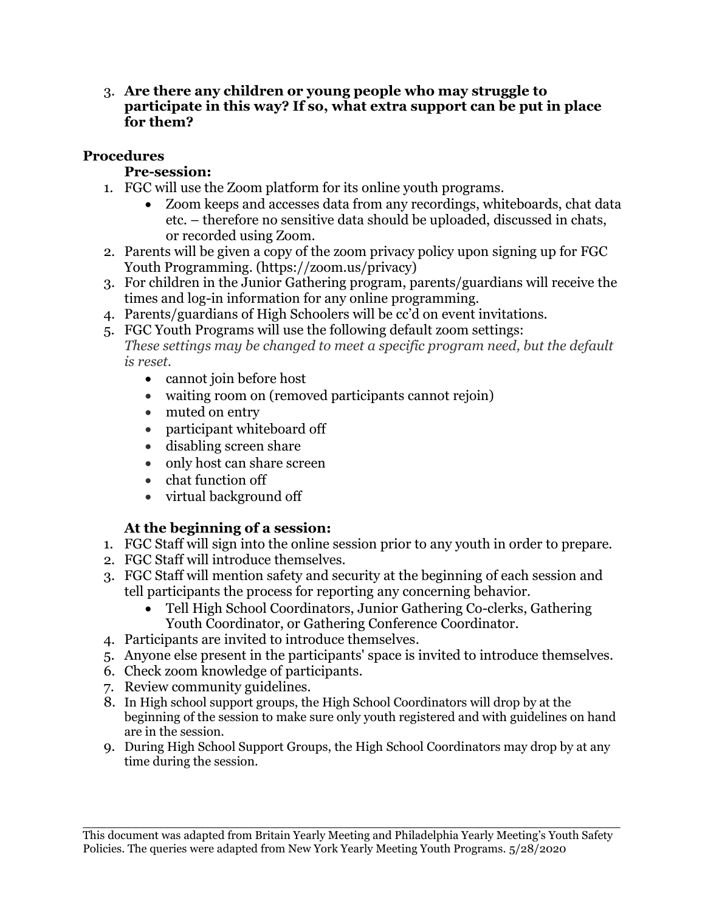3. **Are there any children or young people who may struggle to participate in this way? If so, what extra support can be put in place for them?**

## Procedures

### Pre-session:

1. FGC will use the Zoom platform for its online youth programs.
   - Zoom keeps and accesses data from any recordings, whiteboards, chat data etc. – therefore no sensitive data should be uploaded, discussed in chats, or recorded using Zoom.
2. Parents will be given a copy of the zoom privacy policy upon signing up for FGC Youth Programming. (https://zoom.us/privacy)
3. For children in the Junior Gathering program, parents/guardians will receive the times and log-in information for any online programming.
4. Parents/guardians of High Schoolers will be cc'd on event invitations.
5. FGC Youth Programs will use the following default zoom settings:
   *These settings may be changed to meet a specific program need, but the default is reset.*
   - cannot join before host
   - waiting room on (removed participants cannot rejoin)
   - muted on entry
   - participant whiteboard off
   - disabling screen share
   - only host can share screen
   - chat function off
   - virtual background off

### At the beginning of a session:

1. FGC Staff will sign into the online session prior to any youth in order to prepare.
2. FGC Staff will introduce themselves.
3. FGC Staff will mention safety and security at the beginning of each session and tell participants the process for reporting any concerning behavior.
   - Tell High School Coordinators, Junior Gathering Co-clerks, Gathering Youth Coordinator, or Gathering Conference Coordinator.
4. Participants are invited to introduce themselves.
5. Anyone else present in the participants' space is invited to introduce themselves.
6. Check zoom knowledge of participants.
7. Review community guidelines.
8. In High school support groups, the High School Coordinators will drop by at the beginning of the session to make sure only youth registered and with guidelines on hand are in the session.
9. During High School Support Groups, the High School Coordinators may drop by at any time during the session.

---

This document was adapted from Britain Yearly Meeting and Philadelphia Yearly Meeting's Youth Safety Policies. The queries were adapted from New York Yearly Meeting Youth Programs. 5/28/2020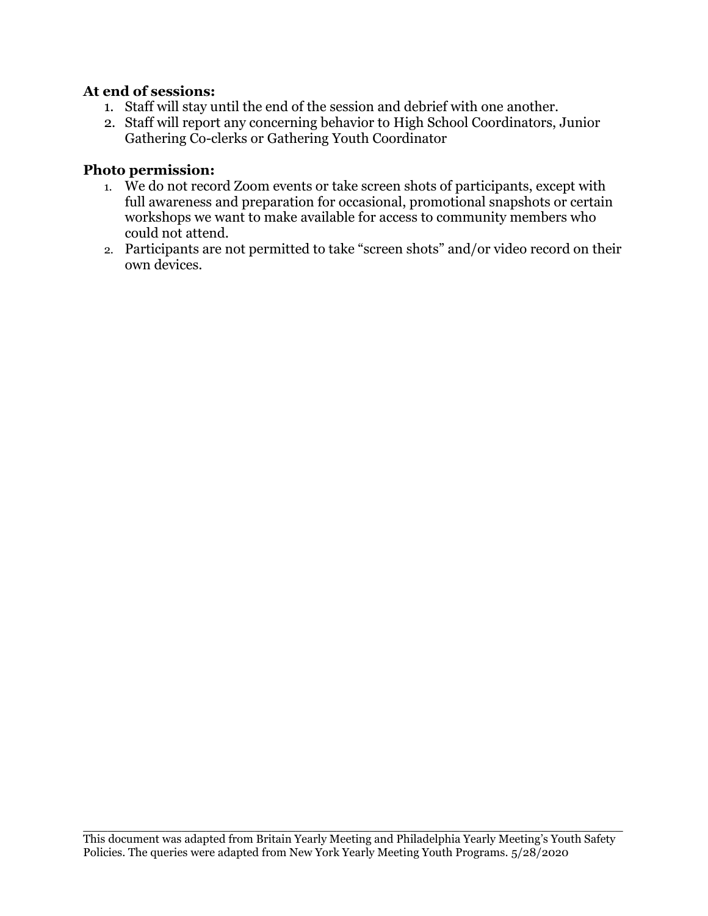**At end of sessions:**

1. Staff will stay until the end of the session and debrief with one another.
2. Staff will report any concerning behavior to High School Coordinators, Junior Gathering Co-clerks or Gathering Youth Coordinator

**Photo permission:**

1. We do not record Zoom events or take screen shots of participants, except with full awareness and preparation for occasional, promotional snapshots or certain workshops we want to make available for access to community members who could not attend.
2. Participants are not permitted to take "screen shots" and/or video record on their own devices.

---

This document was adapted from Britain Yearly Meeting and Philadelphia Yearly Meeting's Youth Safety Policies. The queries were adapted from New York Yearly Meeting Youth Programs. 5/28/2020